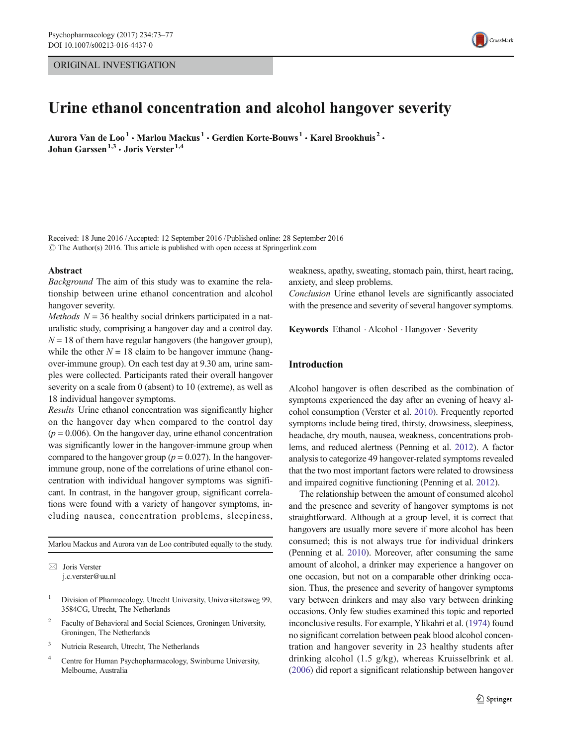ORIGINAL INVESTIGATION

# Urine ethanol concentration and alcohol hangover severity

**Aurora Van de Loo[1] · Marlou Mackus[1] · Gerdien Korte-Bouws[1] · Karel Brookhuis[2] · Johan Garssen[1,3] · Joris Verster[1,4]**

Received: 18 June 2016 / Accepted: 12 September 2016 / Published online: 28 September 2016
© The Author(s) 2016. This article is published with open access at Springerlink.com

## Abstract

*Background* The aim of this study was to examine the relationship between urine ethanol concentration and alcohol hangover severity.

*Methods* $N = 36$ healthy social drinkers participated in a naturalistic study, comprising a hangover day and a control day. $N = 18$ of them have regular hangovers (the hangover group), while the other $N = 18$ claim to be hangover immune (hangover-immune group). On each test day at 9.30 am, urine samples were collected. Participants rated their overall hangover severity on a scale from 0 (absent) to 10 (extreme), as well as 18 individual hangover symptoms.

*Results* Urine ethanol concentration was significantly higher on the hangover day when compared to the control day ($p = 0.006$). On the hangover day, urine ethanol concentration was significantly lower in the hangover-immune group when compared to the hangover group ($p = 0.027$). In the hangover-immune group, none of the correlations of urine ethanol concentration with individual hangover symptoms was significant. In contrast, in the hangover group, significant correlations were found with a variety of hangover symptoms, including nausea, concentration problems, sleepiness, weakness, apathy, sweating, stomach pain, thirst, heart racing, anxiety, and sleep problems.

*Conclusion* Urine ethanol levels are significantly associated with the presence and severity of several hangover symptoms.

**Keywords** Ethanol · Alcohol · Hangover · Severity

Marlou Mackus and Aurora van de Loo contributed equally to the study.

✉ Joris Verster
j.c.verster@uu.nl

1 Division of Pharmacology, Utrecht University, Universiteitsweg 99, 3584CG, Utrecht, The Netherlands

2 Faculty of Behavioral and Social Sciences, Groningen University, Groningen, The Netherlands

3 Nutricia Research, Utrecht, The Netherlands

4 Centre for Human Psychopharmacology, Swinburne University, Melbourne, Australia

## Introduction

Alcohol hangover is often described as the combination of symptoms experienced the day after an evening of heavy alcohol consumption (Verster et al. 2010). Frequently reported symptoms include being tired, thirsty, drowsiness, sleepiness, headache, dry mouth, nausea, weakness, concentrations problems, and reduced alertness (Penning et al. 2012). A factor analysis to categorize 49 hangover-related symptoms revealed that the two most important factors were related to drowsiness and impaired cognitive functioning (Penning et al. 2012).

The relationship between the amount of consumed alcohol and the presence and severity of hangover symptoms is not straightforward. Although at a group level, it is correct that hangovers are usually more severe if more alcohol has been consumed; this is not always true for individual drinkers (Penning et al. 2010). Moreover, after consuming the same amount of alcohol, a drinker may experience a hangover on one occasion, but not on a comparable other drinking occasion. Thus, the presence and severity of hangover symptoms vary between drinkers and may also vary between drinking occasions. Only few studies examined this topic and reported inconclusive results. For example, Ylikahri et al. (1974) found no significant correlation between peak blood alcohol concentration and hangover severity in 23 healthy students after drinking alcohol (1.5 g/kg), whereas Kruisselbrink et al. (2006) did report a significant relationship between hangover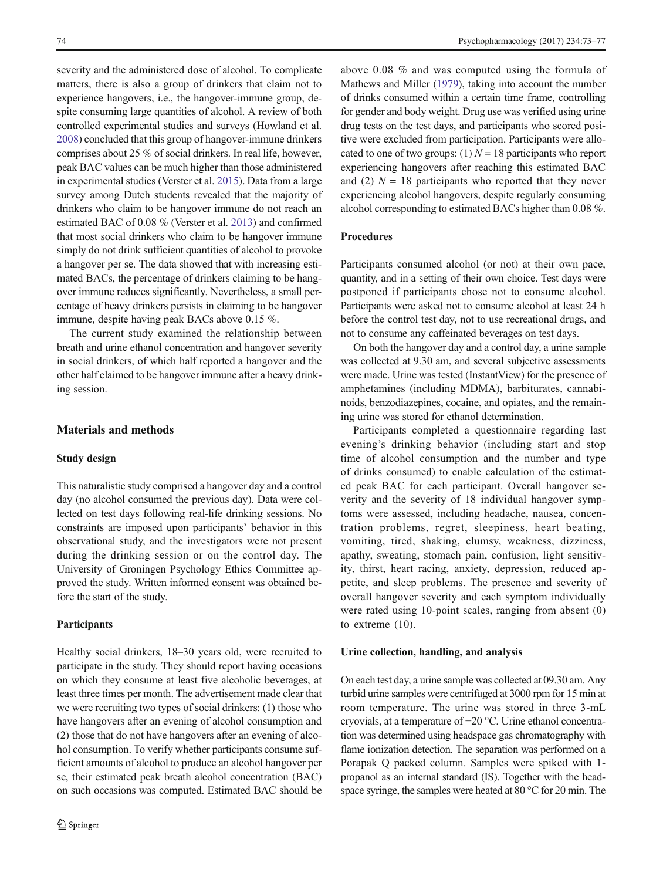severity and the administered dose of alcohol. To complicate matters, there is also a group of drinkers that claim not to experience hangovers, i.e., the hangover-immune group, despite consuming large quantities of alcohol. A review of both controlled experimental studies and surveys (Howland et al. 2008) concluded that this group of hangover-immune drinkers comprises about 25 % of social drinkers. In real life, however, peak BAC values can be much higher than those administered in experimental studies (Verster et al. 2015). Data from a large survey among Dutch students revealed that the majority of drinkers who claim to be hangover immune do not reach an estimated BAC of 0.08 % (Verster et al. 2013) and confirmed that most social drinkers who claim to be hangover immune simply do not drink sufficient quantities of alcohol to provoke a hangover per se. The data showed that with increasing estimated BACs, the percentage of drinkers claiming to be hangover immune reduces significantly. Nevertheless, a small percentage of heavy drinkers persists in claiming to be hangover immune, despite having peak BACs above 0.15 %.

The current study examined the relationship between breath and urine ethanol concentration and hangover severity in social drinkers, of which half reported a hangover and the other half claimed to be hangover immune after a heavy drinking session.

## Materials and methods

### Study design

This naturalistic study comprised a hangover day and a control day (no alcohol consumed the previous day). Data were collected on test days following real-life drinking sessions. No constraints are imposed upon participants' behavior in this observational study, and the investigators were not present during the drinking session or on the control day. The University of Groningen Psychology Ethics Committee approved the study. Written informed consent was obtained before the start of the study.

### Participants

Healthy social drinkers, 18–30 years old, were recruited to participate in the study. They should report having occasions on which they consume at least five alcoholic beverages, at least three times per month. The advertisement made clear that we were recruiting two types of social drinkers: (1) those who have hangovers after an evening of alcohol consumption and (2) those that do not have hangovers after an evening of alcohol consumption. To verify whether participants consume sufficient amounts of alcohol to produce an alcohol hangover per se, their estimated peak breath alcohol concentration (BAC) on such occasions was computed. Estimated BAC should be above 0.08 % and was computed using the formula of Mathews and Miller (1979), taking into account the number of drinks consumed within a certain time frame, controlling for gender and body weight. Drug use was verified using urine drug tests on the test days, and participants who scored positive were excluded from participation. Participants were allocated to one of two groups: (1) $N = 18$ participants who report experiencing hangovers after reaching this estimated BAC and (2) $N = 18$ participants who reported that they never experiencing alcohol hangovers, despite regularly consuming alcohol corresponding to estimated BACs higher than 0.08 %.

### Procedures

Participants consumed alcohol (or not) at their own pace, quantity, and in a setting of their own choice. Test days were postponed if participants chose not to consume alcohol. Participants were asked not to consume alcohol at least 24 h before the control test day, not to use recreational drugs, and not to consume any caffeinated beverages on test days.

On both the hangover day and a control day, a urine sample was collected at 9.30 am, and several subjective assessments were made. Urine was tested (InstantView) for the presence of amphetamines (including MDMA), barbiturates, cannabinoids, benzodiazepines, cocaine, and opiates, and the remaining urine was stored for ethanol determination.

Participants completed a questionnaire regarding last evening's drinking behavior (including start and stop time of alcohol consumption and the number and type of drinks consumed) to enable calculation of the estimated peak BAC for each participant. Overall hangover severity and the severity of 18 individual hangover symptoms were assessed, including headache, nausea, concentration problems, regret, sleepiness, heart beating, vomiting, tired, shaking, clumsy, weakness, dizziness, apathy, sweating, stomach pain, confusion, light sensitivity, thirst, heart racing, anxiety, depression, reduced appetite, and sleep problems. The presence and severity of overall hangover severity and each symptom individually were rated using 10-point scales, ranging from absent (0) to extreme (10).

### Urine collection, handling, and analysis

On each test day, a urine sample was collected at 09.30 am. Any turbid urine samples were centrifuged at 3000 rpm for 15 min at room temperature. The urine was stored in three 3-mL cryovials, at a temperature of −20 °C. Urine ethanol concentration was determined using headspace gas chromatography with flame ionization detection. The separation was performed on a Porapak Q packed column. Samples were spiked with 1-propanol as an internal standard (IS). Together with the headspace syringe, the samples were heated at 80 °C for 20 min. The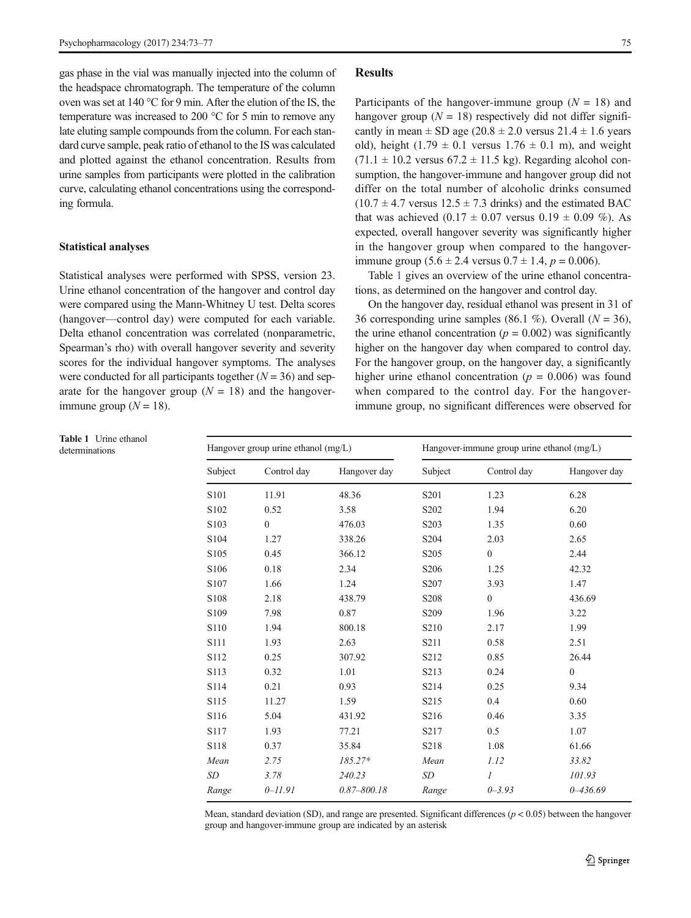gas phase in the vial was manually injected into the column of the headspace chromatograph. The temperature of the column oven was set at 140 °C for 9 min. After the elution of the IS, the temperature was increased to 200 °C for 5 min to remove any late eluting sample compounds from the column. For each standard curve sample, peak ratio of ethanol to the IS was calculated and plotted against the ethanol concentration. Results from urine samples from participants were plotted in the calibration curve, calculating ethanol concentrations using the corresponding formula.

### Statistical analyses

Statistical analyses were performed with SPSS, version 23. Urine ethanol concentration of the hangover and control day were compared using the Mann-Whitney U test. Delta scores (hangover—control day) were computed for each variable. Delta ethanol concentration was correlated (nonparametric, Spearman's rho) with overall hangover severity and severity scores for the individual hangover symptoms. The analyses were conducted for all participants together ($N = 36$) and separate for the hangover group ($N = 18$) and the hangover-immune group ($N = 18$).

## Results

Participants of the hangover-immune group ($N = 18$) and hangover group ($N = 18$) respectively did not differ significantly in mean ± SD age (20.8 ± 2.0 versus 21.4 ± 1.6 years old), height (1.79 ± 0.1 versus 1.76 ± 0.1 m), and weight (71.1 ± 10.2 versus 67.2 ± 11.5 kg). Regarding alcohol consumption, the hangover-immune and hangover group did not differ on the total number of alcoholic drinks consumed (10.7 ± 4.7 versus 12.5 ± 7.3 drinks) and the estimated BAC that was achieved (0.17 ± 0.07 versus 0.19 ± 0.09 %). As expected, overall hangover severity was significantly higher in the hangover group when compared to the hangover-immune group (5.6 ± 2.4 versus 0.7 ± 1.4, $p = 0.006$).

Table 1 gives an overview of the urine ethanol concentrations, as determined on the hangover and control day.

On the hangover day, residual ethanol was present in 31 of 36 corresponding urine samples (86.1 %). Overall ($N = 36$), the urine ethanol concentration ($p = 0.002$) was significantly higher on the hangover day when compared to control day. For the hangover group, on the hangover day, a significantly higher urine ethanol concentration ($p = 0.006$) was found when compared to the control day. For the hangover-immune group, no significant differences were observed for

**Table 1** Urine ethanol determinations

| Hangover group urine ethanol (mg/L) | | | Hangover-immune group urine ethanol (mg/L) | | |
|---|---|---|---|---|---|
| Subject | Control day | Hangover day | Subject | Control day | Hangover day |
| S101 | 11.91 | 48.36 | S201 | 1.23 | 6.28 |
| S102 | 0.52 | 3.58 | S202 | 1.94 | 6.20 |
| S103 | 0 | 476.03 | S203 | 1.35 | 0.60 |
| S104 | 1.27 | 338.26 | S204 | 2.03 | 2.65 |
| S105 | 0.45 | 366.12 | S205 | 0 | 2.44 |
| S106 | 0.18 | 2.34 | S206 | 1.25 | 42.32 |
| S107 | 1.66 | 1.24 | S207 | 3.93 | 1.47 |
| S108 | 2.18 | 438.79 | S208 | 0 | 436.69 |
| S109 | 7.98 | 0.87 | S209 | 1.96 | 3.22 |
| S110 | 1.94 | 800.18 | S210 | 2.17 | 1.99 |
| S111 | 1.93 | 2.63 | S211 | 0.58 | 2.51 |
| S112 | 0.25 | 307.92 | S212 | 0.85 | 26.44 |
| S113 | 0.32 | 1.01 | S213 | 0.24 | 0 |
| S114 | 0.21 | 0.93 | S214 | 0.25 | 9.34 |
| S115 | 11.27 | 1.59 | S215 | 0.4 | 0.60 |
| S116 | 5.04 | 431.92 | S216 | 0.46 | 3.35 |
| S117 | 1.93 | 77.21 | S217 | 0.5 | 1.07 |
| S118 | 0.37 | 35.84 | S218 | 1.08 | 61.66 |
| *Mean* | *2.75* | *185.27** | *Mean* | *1.12* | *33.82* |
| *SD* | *3.78* | *240.23* | *SD* | *1* | *101.93* |
| *Range* | *0–11.91* | *0.87–800.18* | *Range* | *0–3.93* | *0–436.69* |

Mean, standard deviation (SD), and range are presented. Significant differences ($p < 0.05$) between the hangover group and hangover-immune group are indicated by an asterisk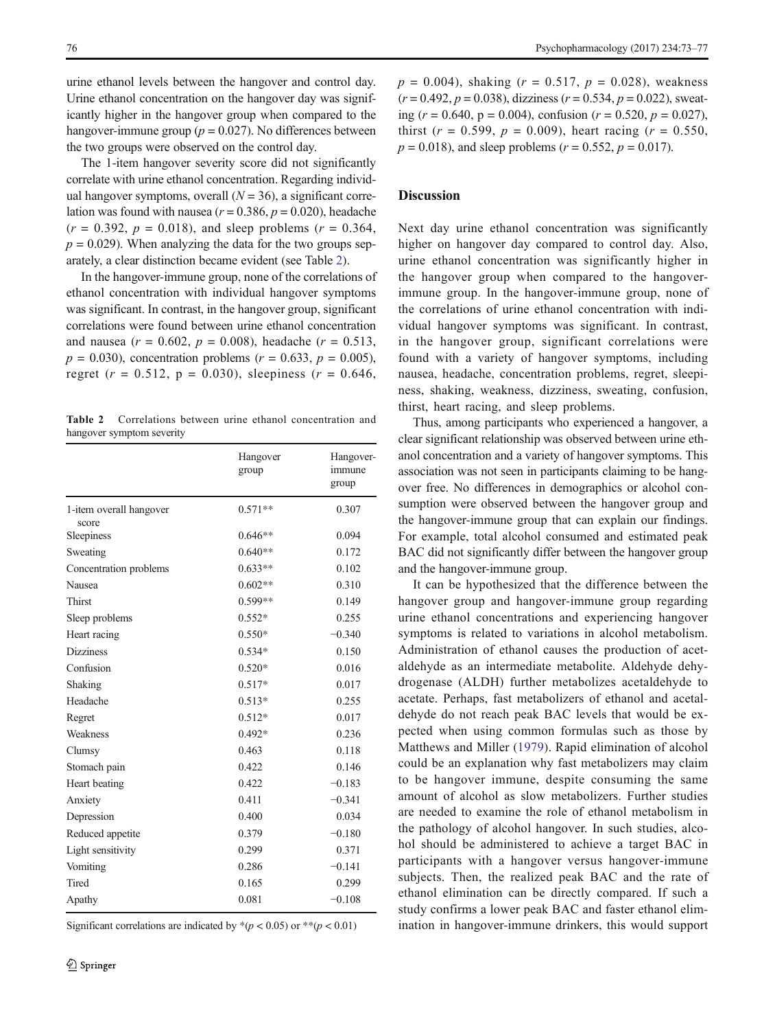urine ethanol levels between the hangover and control day. Urine ethanol concentration on the hangover day was significantly higher in the hangover group when compared to the hangover-immune group ($p = 0.027$). No differences between the two groups were observed on the control day.

The 1-item hangover severity score did not significantly correlate with urine ethanol concentration. Regarding individual hangover symptoms, overall ($N = 36$), a significant correlation was found with nausea ($r = 0.386$, $p = 0.020$), headache ($r = 0.392$, $p = 0.018$), and sleep problems ($r = 0.364$, $p = 0.029$). When analyzing the data for the two groups separately, a clear distinction became evident (see Table 2).

In the hangover-immune group, none of the correlations of ethanol concentration with individual hangover symptoms was significant. In contrast, in the hangover group, significant correlations were found between urine ethanol concentration and nausea ($r = 0.602$, $p = 0.008$), headache ($r = 0.513$, $p = 0.030$), concentration problems ($r = 0.633$, $p = 0.005$), regret ($r = 0.512$, $p = 0.030$), sleepiness ($r = 0.646$, $p = 0.004$), shaking ($r = 0.517$, $p = 0.028$), weakness ($r = 0.492$, $p = 0.038$), dizziness ($r = 0.534$, $p = 0.022$), sweating ($r = 0.640$, $p = 0.004$), confusion ($r = 0.520$, $p = 0.027$), thirst ($r = 0.599$, $p = 0.009$), heart racing ($r = 0.550$, $p = 0.018$), and sleep problems ($r = 0.552$, $p = 0.017$).

**Table 2** Correlations between urine ethanol concentration and hangover symptom severity

| | Hangover group | Hangover-immune group |
|---|---|---|
| 1-item overall hangover score | 0.571** | 0.307 |
| Sleepiness | 0.646** | 0.094 |
| Sweating | 0.640** | 0.172 |
| Concentration problems | 0.633** | 0.102 |
| Nausea | 0.602** | 0.310 |
| Thirst | 0.599** | 0.149 |
| Sleep problems | 0.552* | 0.255 |
| Heart racing | 0.550* | −0.340 |
| Dizziness | 0.534* | 0.150 |
| Confusion | 0.520* | 0.016 |
| Shaking | 0.517* | 0.017 |
| Headache | 0.513* | 0.255 |
| Regret | 0.512* | 0.017 |
| Weakness | 0.492* | 0.236 |
| Clumsy | 0.463 | 0.118 |
| Stomach pain | 0.422 | 0.146 |
| Heart beating | 0.422 | −0.183 |
| Anxiety | 0.411 | −0.341 |
| Depression | 0.400 | 0.034 |
| Reduced appetite | 0.379 | −0.180 |
| Light sensitivity | 0.299 | 0.371 |
| Vomiting | 0.286 | −0.141 |
| Tired | 0.165 | 0.299 |
| Apathy | 0.081 | −0.108 |

Significant correlations are indicated by *($p < 0.05$) or **($p < 0.01$)

## Discussion

Next day urine ethanol concentration was significantly higher on hangover day compared to control day. Also, urine ethanol concentration was significantly higher in the hangover group when compared to the hangover-immune group. In the hangover-immune group, none of the correlations of urine ethanol concentration with individual hangover symptoms was significant. In contrast, in the hangover group, significant correlations were found with a variety of hangover symptoms, including nausea, headache, concentration problems, regret, sleepiness, shaking, weakness, dizziness, sweating, confusion, thirst, heart racing, and sleep problems.

Thus, among participants who experienced a hangover, a clear significant relationship was observed between urine ethanol concentration and a variety of hangover symptoms. This association was not seen in participants claiming to be hangover free. No differences in demographics or alcohol consumption were observed between the hangover group and the hangover-immune group that can explain our findings. For example, total alcohol consumed and estimated peak BAC did not significantly differ between the hangover group and the hangover-immune group.

It can be hypothesized that the difference between the hangover group and hangover-immune group regarding urine ethanol concentrations and experiencing hangover symptoms is related to variations in alcohol metabolism. Administration of ethanol causes the production of acetaldehyde as an intermediate metabolite. Aldehyde dehydrogenase (ALDH) further metabolizes acetaldehyde to acetate. Perhaps, fast metabolizers of ethanol and acetaldehyde do not reach peak BAC levels that would be expected when using common formulas such as those by Matthews and Miller (1979). Rapid elimination of alcohol could be an explanation why fast metabolizers may claim to be hangover immune, despite consuming the same amount of alcohol as slow metabolizers. Further studies are needed to examine the role of ethanol metabolism in the pathology of alcohol hangover. In such studies, alcohol should be administered to achieve a target BAC in participants with a hangover versus hangover-immune subjects. Then, the realized peak BAC and the rate of ethanol elimination can be directly compared. If such a study confirms a lower peak BAC and faster ethanol elimination in hangover-immune drinkers, this would support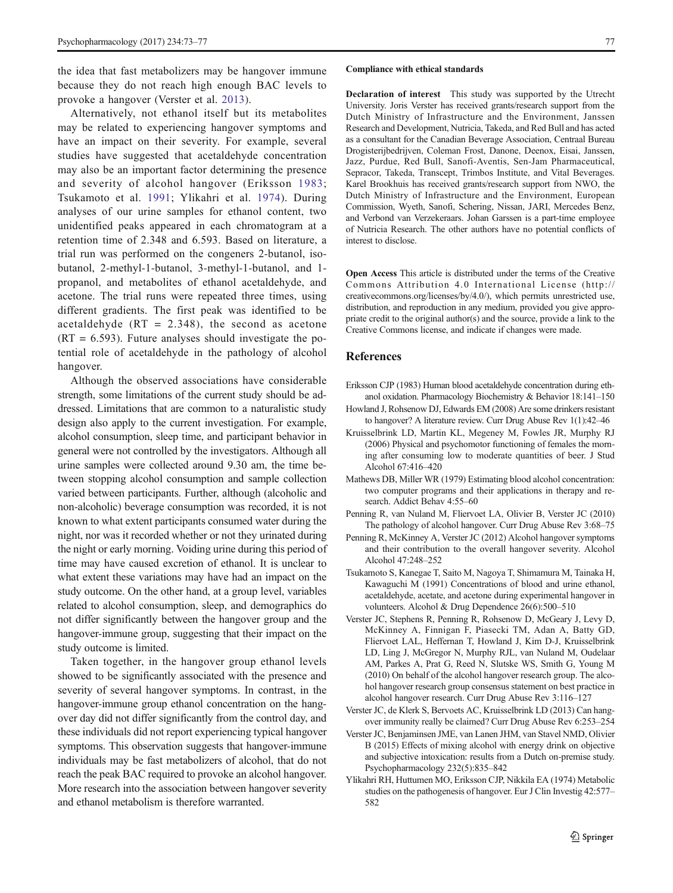the idea that fast metabolizers may be hangover immune because they do not reach high enough BAC levels to provoke a hangover (Verster et al. 2013).

Alternatively, not ethanol itself but its metabolites may be related to experiencing hangover symptoms and have an impact on their severity. For example, several studies have suggested that acetaldehyde concentration may also be an important factor determining the presence and severity of alcohol hangover (Eriksson 1983; Tsukamoto et al. 1991; Ylikahri et al. 1974). During analyses of our urine samples for ethanol content, two unidentified peaks appeared in each chromatogram at a retention time of 2.348 and 6.593. Based on literature, a trial run was performed on the congeners 2-butanol, iso-butanol, 2-methyl-1-butanol, 3-methyl-1-butanol, and 1-propanol, and metabolites of ethanol acetaldehyde, and acetone. The trial runs were repeated three times, using different gradients. The first peak was identified to be acetaldehyde (RT = 2.348), the second as acetone (RT = 6.593). Future analyses should investigate the potential role of acetaldehyde in the pathology of alcohol hangover.

Although the observed associations have considerable strength, some limitations of the current study should be addressed. Limitations that are common to a naturalistic study design also apply to the current investigation. For example, alcohol consumption, sleep time, and participant behavior in general were not controlled by the investigators. Although all urine samples were collected around 9.30 am, the time between stopping alcohol consumption and sample collection varied between participants. Further, although (alcoholic and non-alcoholic) beverage consumption was recorded, it is not known to what extent participants consumed water during the night, nor was it recorded whether or not they urinated during the night or early morning. Voiding urine during this period of time may have caused excretion of ethanol. It is unclear to what extent these variations may have had an impact on the study outcome. On the other hand, at a group level, variables related to alcohol consumption, sleep, and demographics do not differ significantly between the hangover group and the hangover-immune group, suggesting that their impact on the study outcome is limited.

Taken together, in the hangover group ethanol levels showed to be significantly associated with the presence and severity of several hangover symptoms. In contrast, in the hangover-immune group ethanol concentration on the hangover day did not differ significantly from the control day, and these individuals did not report experiencing typical hangover symptoms. This observation suggests that hangover-immune individuals may be fast metabolizers of alcohol, that do not reach the peak BAC required to provoke an alcohol hangover. More research into the association between hangover severity and ethanol metabolism is therefore warranted.

**Compliance with ethical standards**

**Declaration of interest** This study was supported by the Utrecht University. Joris Verster has received grants/research support from the Dutch Ministry of Infrastructure and the Environment, Janssen Research and Development, Nutricia, Takeda, and Red Bull and has acted as a consultant for the Canadian Beverage Association, Centraal Bureau Drogisterijbedrijven, Coleman Frost, Danone, Deenox, Eisai, Janssen, Jazz, Purdue, Red Bull, Sanofi-Aventis, Sen-Jam Pharmaceutical, Sepracor, Takeda, Transcept, Trimbos Institute, and Vital Beverages. Karel Brookhuis has received grants/research support from NWO, the Dutch Ministry of Infrastructure and the Environment, European Commission, Wyeth, Sanofi, Schering, Nissan, JARI, Mercedes Benz, and Verbond van Verzekeraars. Johan Garssen is a part-time employee of Nutricia Research. The other authors have no potential conflicts of interest to disclose.

**Open Access** This article is distributed under the terms of the Creative Commons Attribution 4.0 International License (http://creativecommons.org/licenses/by/4.0/), which permits unrestricted use, distribution, and reproduction in any medium, provided you give appropriate credit to the original author(s) and the source, provide a link to the Creative Commons license, and indicate if changes were made.

## References

Eriksson CJP (1983) Human blood acetaldehyde concentration during ethanol oxidation. Pharmacology Biochemistry & Behavior 18:141–150

Howland J, Rohsenow DJ, Edwards EM (2008) Are some drinkers resistant to hangover? A literature review. Curr Drug Abuse Rev 1(1):42–46

Kruisselbrink LD, Martin KL, Megeney M, Fowles JR, Murphy RJ (2006) Physical and psychomotor functioning of females the morning after consuming low to moderate quantities of beer. J Stud Alcohol 67:416–420

Mathews DB, Miller WR (1979) Estimating blood alcohol concentration: two computer programs and their applications in therapy and research. Addict Behav 4:55–60

Penning R, van Nuland M, Fliervoet LA, Olivier B, Verster JC (2010) The pathology of alcohol hangover. Curr Drug Abuse Rev 3:68–75

Penning R, McKinney A, Verster JC (2012) Alcohol hangover symptoms and their contribution to the overall hangover severity. Alcohol Alcohol 47:248–252

Tsukamoto S, Kanegae T, Saito M, Nagoya T, Shimamura M, Tainaka H, Kawaguchi M (1991) Concentrations of blood and urine ethanol, acetaldehyde, acetate, and acetone during experimental hangover in volunteers. Alcohol & Drug Dependence 26(6):500–510

Verster JC, Stephens R, Penning R, Rohsenow D, McGeary J, Levy D, McKinney A, Finnigan F, Piasecki TM, Adan A, Batty GD, Fliervoet LAL, Heffernan T, Howland J, Kim D-J, Kruisselbrink LD, Ling J, McGregor N, Murphy RJL, van Nuland M, Oudelaar AM, Parkes A, Prat G, Reed N, Slutske WS, Smith G, Young M (2010) On behalf of the alcohol hangover research group. The alcohol hangover research group consensus statement on best practice in alcohol hangover research. Curr Drug Abuse Rev 3:116–127

Verster JC, de Klerk S, Bervoets AC, Kruisselbrink LD (2013) Can hangover immunity really be claimed? Curr Drug Abuse Rev 6:253–254

Verster JC, Benjaminsen JME, van Lanen JHM, van Stavel NMD, Olivier B (2015) Effects of mixing alcohol with energy drink on objective and subjective intoxication: results from a Dutch on-premise study. Psychopharmacology 232(5):835–842

Ylikahri RH, Huttumen MO, Eriksson CJP, Nikkila EA (1974) Metabolic studies on the pathogenesis of hangover. Eur J Clin Investig 42:577–582